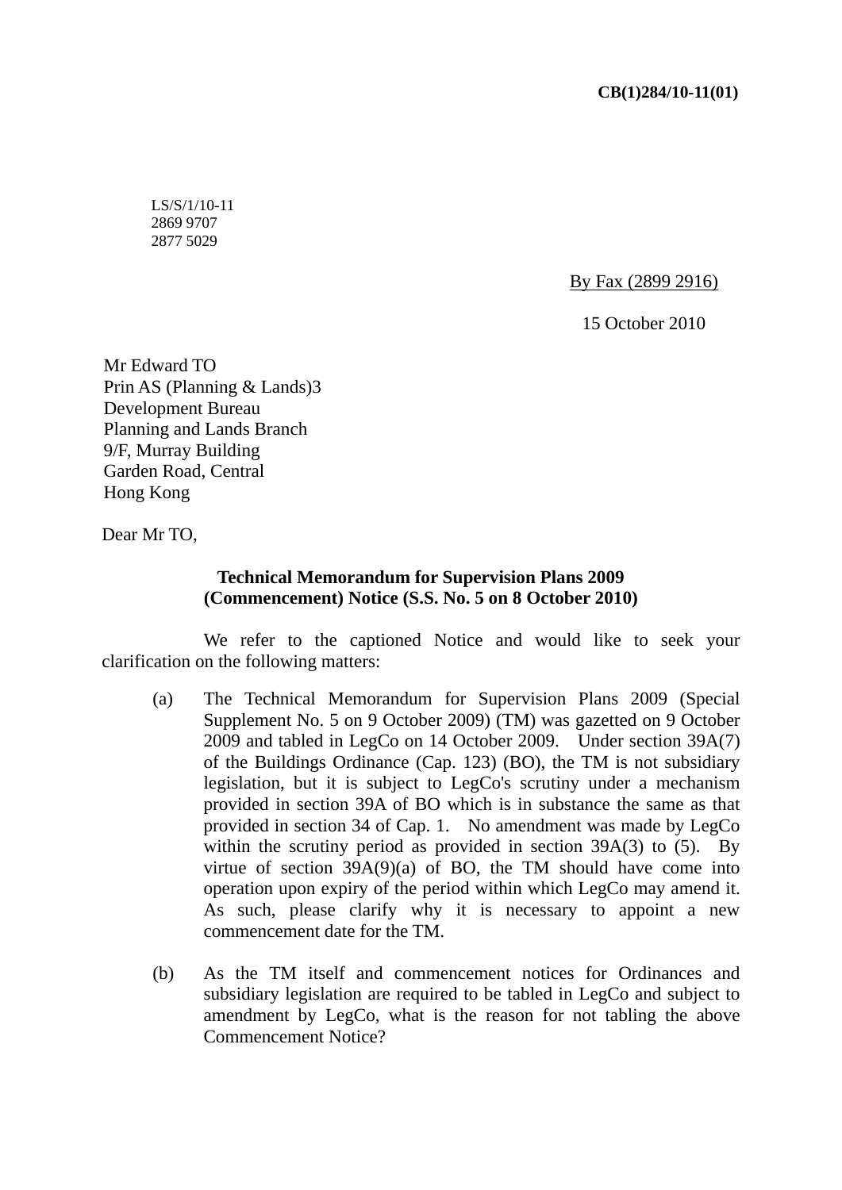**CB(1)284/10-11(01)**

LS/S/1/10-11
2869 9707
2877 5029

By Fax (2899 2916)

15 October 2010

Mr Edward TO
Prin AS (Planning & Lands)3
Development Bureau
Planning and Lands Branch
9/F, Murray Building
Garden Road, Central
Hong Kong

Dear Mr TO,

**Technical Memorandum for Supervision Plans 2009 (Commencement) Notice (S.S. No. 5 on 8 October 2010)**

We refer to the captioned Notice and would like to seek your clarification on the following matters:

(a) The Technical Memorandum for Supervision Plans 2009 (Special Supplement No. 5 on 9 October 2009) (TM) was gazetted on 9 October 2009 and tabled in LegCo on 14 October 2009. Under section 39A(7) of the Buildings Ordinance (Cap. 123) (BO), the TM is not subsidiary legislation, but it is subject to LegCo's scrutiny under a mechanism provided in section 39A of BO which is in substance the same as that provided in section 34 of Cap. 1. No amendment was made by LegCo within the scrutiny period as provided in section 39A(3) to (5). By virtue of section 39A(9)(a) of BO, the TM should have come into operation upon expiry of the period within which LegCo may amend it. As such, please clarify why it is necessary to appoint a new commencement date for the TM.

(b) As the TM itself and commencement notices for Ordinances and subsidiary legislation are required to be tabled in LegCo and subject to amendment by LegCo, what is the reason for not tabling the above Commencement Notice?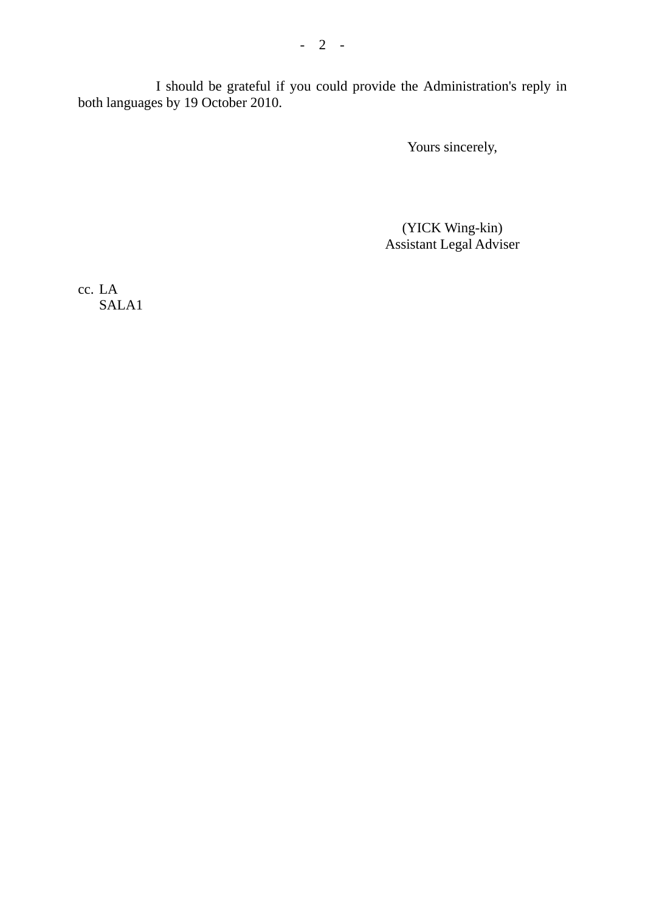I should be grateful if you could provide the Administration's reply in both languages by 19 October 2010.

Yours sincerely,

(YICK Wing-kin)
Assistant Legal Adviser

cc. LA
SALA1